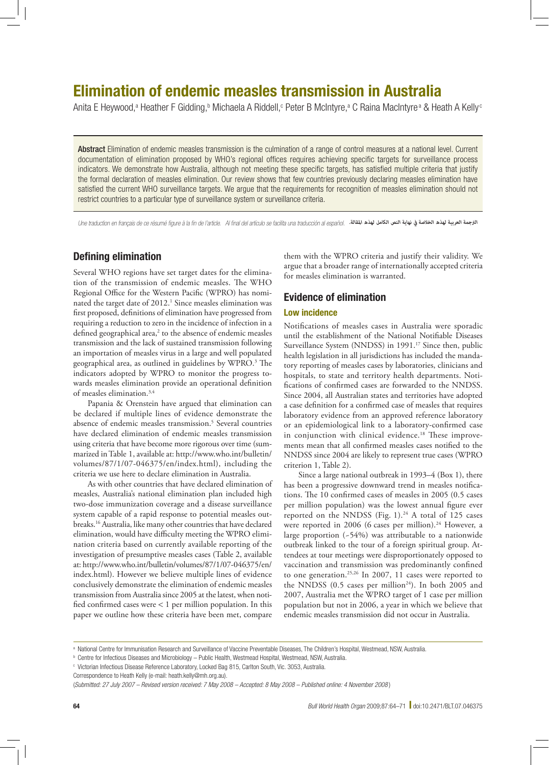# Elimination of endemic measles transmission in Australia

Anita E Heywood,[a] Heather F Gidding,[b] Michaela A Riddell,[c] Peter B McIntyre,[a] C Raina MacIntyre[a] & Heath A Kelly[c]

**Abstract** Elimination of endemic measles transmission is the culmination of a range of control measures at a national level. Current documentation of elimination proposed by WHO's regional offices requires achieving specific targets for surveillance process indicators. We demonstrate how Australia, although not meeting these specific targets, has satisfied multiple criteria that justify the formal declaration of measles elimination. Our review shows that few countries previously declaring measles elimination have satisfied the current WHO surveillance targets. We argue that the requirements for recognition of measles elimination should not restrict countries to a particular type of surveillance system or surveillance criteria.

*Une traduction en français de ce résumé figure à la fin de l'article. Al final del artículo se facilita una traducción al español.* الترجمة العربية لهذه الخلاصة في نهاية النص الكامل لهذه المقالة.

## Defining elimination

Several WHO regions have set target dates for the elimination of the transmission of endemic measles. The WHO Regional Office for the Western Pacific (WPRO) has nominated the target date of 2012.[1] Since measles elimination was first proposed, definitions of elimination have progressed from requiring a reduction to zero in the incidence of infection in a defined geographical area,[2] to the absence of endemic measles transmission and the lack of sustained transmission following an importation of measles virus in a large and well populated geographical area, as outlined in guidelines by WPRO.[3] The indicators adopted by WPRO to monitor the progress towards measles elimination provide an operational definition of measles elimination.[3,4]

Papania & Orenstein have argued that elimination can be declared if multiple lines of evidence demonstrate the absence of endemic measles transmission.[5] Several countries have declared elimination of endemic measles transmission using criteria that have become more rigorous over time (summarized in Table 1, available at: http://www.who.int/bulletin/volumes/87/1/07-046375/en/index.html), including the criteria we use here to declare elimination in Australia.

As with other countries that have declared elimination of measles, Australia's national elimination plan included high two-dose immunization coverage and a disease surveillance system capable of a rapid response to potential measles outbreaks.[16] Australia, like many other countries that have declared elimination, would have difficulty meeting the WPRO elimination criteria based on currently available reporting of the investigation of presumptive measles cases (Table 2, available at: http://www.who.int/bulletin/volumes/87/1/07-046375/en/index.html). However we believe multiple lines of evidence conclusively demonstrate the elimination of endemic measles transmission from Australia since 2005 at the latest, when notified confirmed cases were < 1 per million population. In this paper we outline how these criteria have been met, compare them with the WPRO criteria and justify their validity. We argue that a broader range of internationally accepted criteria for measles elimination is warranted.

## Evidence of elimination

### Low incidence

Notifications of measles cases in Australia were sporadic until the establishment of the National Notifiable Diseases Surveillance System (NNDSS) in 1991.[17] Since then, public health legislation in all jurisdictions has included the mandatory reporting of measles cases by laboratories, clinicians and hospitals, to state and territory health departments. Notifications of confirmed cases are forwarded to the NNDSS. Since 2004, all Australian states and territories have adopted a case definition for a confirmed case of measles that requires laboratory evidence from an approved reference laboratory or an epidemiological link to a laboratory-confirmed case in conjunction with clinical evidence.[18] These improvements mean that all confirmed measles cases notified to the NNDSS since 2004 are likely to represent true cases (WPRO criterion 1, Table 2).

Since a large national outbreak in 1993–4 (Box 1), there has been a progressive downward trend in measles notifications. The 10 confirmed cases of measles in 2005 (0.5 cases per million population) was the lowest annual figure ever reported on the NNDSS (Fig. 1).[24] A total of 125 cases were reported in 2006 (6 cases per million).[24] However, a large proportion (~54%) was attributable to a nationwide outbreak linked to the tour of a foreign spiritual group. Attendees at tour meetings were disproportionately opposed to vaccination and transmission was predominantly confined to one generation.[25,26] In 2007, 11 cases were reported to the NNDSS (0.5 cases per million[24]). In both 2005 and 2007, Australia met the WPRO target of 1 case per million population but not in 2006, a year in which we believe that endemic measles transmission did not occur in Australia.

[a] National Centre for Immunisation Research and Surveillance of Vaccine Preventable Diseases, The Children's Hospital, Westmead, NSW, Australia.

[b] Centre for Infectious Diseases and Microbiology – Public Health, Westmead Hospital, Westmead, NSW, Australia.

[c] Victorian Infectious Disease Reference Laboratory, Locked Bag 815, Carlton South, Vic. 3053, Australia.

Correspondence to Heath Kelly (e-mail: heath.kelly@mh.org.au).

(*Submitted: 27 July 2007 – Revised version received: 7 May 2008 – Accepted: 8 May 2008 – Published online: 4 November 2008*)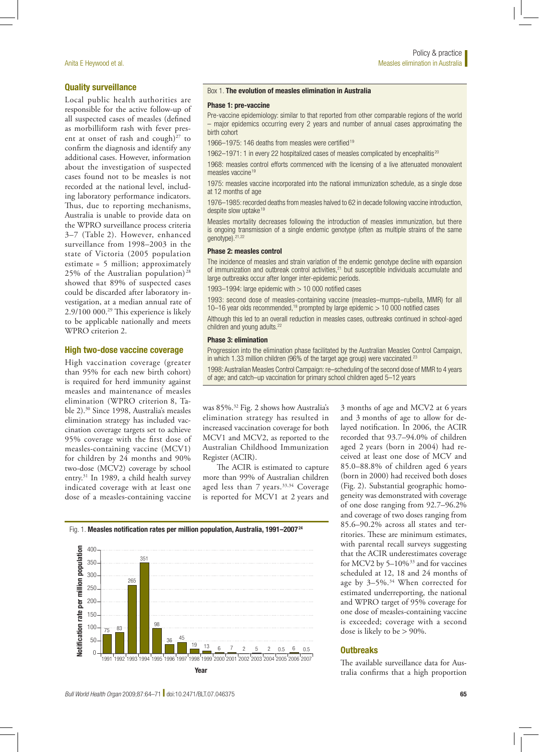## Quality surveillance

Local public health authorities are responsible for the active follow-up of all suspected cases of measles (defined as morbilliform rash with fever present at onset of rash and cough)[27] to confirm the diagnosis and identify any additional cases. However, information about the investigation of suspected cases found not to be measles is not recorded at the national level, including laboratory performance indicators. Thus, due to reporting mechanisms, Australia is unable to provide data on the WPRO surveillance process criteria 3–7 (Table 2). However, enhanced surveillance from 1998–2003 in the state of Victoria (2005 population estimate = 5 million; approximately 25% of the Australian population)[28] showed that 89% of suspected cases could be discarded after laboratory investigation, at a median annual rate of 2.9/100 000.[29] This experience is likely to be applicable nationally and meets WPRO criterion 2.

## High two-dose vaccine coverage

High vaccination coverage (greater than 95% for each new birth cohort) is required for herd immunity against measles and maintenance of measles elimination (WPRO criterion 8, Table 2).[30] Since 1998, Australia's measles elimination strategy has included vaccination coverage targets set to achieve 95% coverage with the first dose of measles-containing vaccine (MCV1) for children by 24 months and 90% two-dose (MCV2) coverage by school entry.[31] In 1989, a child health survey indicated coverage with at least one dose of a measles-containing vaccine was 85%.[32] Fig. 2 shows how Australia's elimination strategy has resulted in increased vaccination coverage for both MCV1 and MCV2, as reported to the Australian Childhood Immunization Register (ACIR).

The ACIR is estimated to capture more than 99% of Australian children aged less than 7 years.[33,34] Coverage is reported for MCV1 at 2 years and 3 months of age and MCV2 at 6 years and 3 months of age to allow for delayed notification. In 2006, the ACIR recorded that 93.7–94.0% of children aged 2 years (born in 2004) had received at least one dose of MCV and 85.0–88.8% of children aged 6 years (born in 2000) had received both doses (Fig. 2). Substantial geographic homogeneity was demonstrated with coverage of one dose ranging from 92.7–96.2% and coverage of two doses ranging from 85.6–90.2% across all states and territories. These are minimum estimates, with parental recall surveys suggesting that the ACIR underestimates coverage for MCV2 by 5–10%[33] and for vaccines scheduled at 12, 18 and 24 months of age by 3–5%.[34] When corrected for estimated underreporting, the national and WPRO target of 95% coverage for one dose of measles-containing vaccine is exceeded; coverage with a second dose is likely to be > 90%.

**Box 1. The evolution of measles elimination in Australia**

**Phase 1: pre-vaccine**

Pre-vaccine epidemiology: similar to that reported from other comparable regions of the world – major epidemics occurring every 2 years and number of annual cases approximating the birth cohort

1966–1975: 146 deaths from measles were certified[19]

1962–1971: 1 in every 22 hospitalized cases of measles complicated by encephalitis[20]

1968: measles control efforts commenced with the licensing of a live attenuated monovalent measles vaccine[19]

1975: measles vaccine incorporated into the national immunization schedule, as a single dose at 12 months of age

1976–1985: recorded deaths from measles halved to 62 in decade following vaccine introduction, despite slow uptake[19]

Measles mortality decreases following the introduction of measles immunization, but there is ongoing transmission of a single endemic genotype (often as multiple strains of the same genotype).[21,22]

**Phase 2: measles control**

The incidence of measles and strain variation of the endemic genotype decline with expansion of immunization and outbreak control activities,[21] but susceptible individuals accumulate and large outbreaks occur after longer inter-epidemic periods.

1993–1994: large epidemic with > 10 000 notified cases

1993: second dose of measles-containing vaccine (measles–mumps–rubella, MMR) for all 10–16 year olds recommended,[19] prompted by large epidemic > 10 000 notified cases

Although this led to an overall reduction in measles cases, outbreaks continued in school-aged children and young adults.[22]

**Phase 3: elimination**

Progression into the elimination phase facilitated by the Australian Measles Control Campaign, in which 1.33 million children (96% of the target age group) were vaccinated.[23]

1998: Australian Measles Control Campaign: re-scheduling of the second dose of MMR to 4 years of age; and catch-up vaccination for primary school children aged 5–12 years

**Fig. 1. Measles notification rates per million population, Australia, 1991–2007[24]**

| Year | Notification rate per million population |
|---|---|
| 1991 | 75 |
| 1992 | 83 |
| 1993 | 265 |
| 1994 | 351 |
| 1995 | 98 |
| 1996 | 36 |
| 1997 | 45 |
| 1998 | 19 |
| 1999 | 13 |
| 2000 | 6 |
| 2001 | 7 |
| 2002 | 2 |
| 2003 | 5 |
| 2004 | 2 |
| 2005 | 0.5 |
| 2006 | 6 |
| 2007 | 0.5 |

## Outbreaks

The available surveillance data for Australia confirms that a high proportion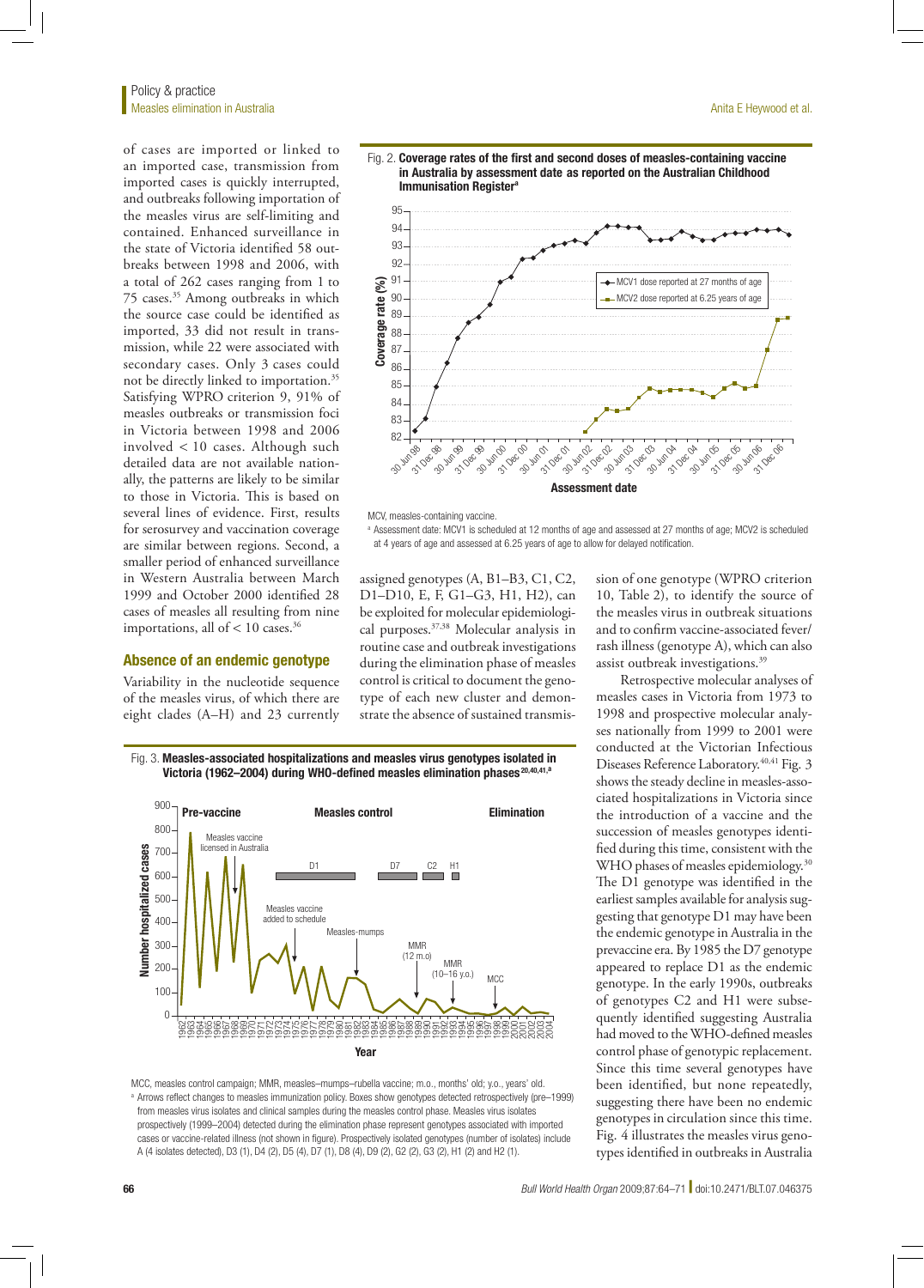of cases are imported or linked to an imported case, transmission from imported cases is quickly interrupted, and outbreaks following importation of the measles virus are self-limiting and contained. Enhanced surveillance in the state of Victoria identified 58 outbreaks between 1998 and 2006, with a total of 262 cases ranging from 1 to 75 cases.[35] Among outbreaks in which the source case could be identified as imported, 33 did not result in transmission, while 22 were associated with secondary cases. Only 3 cases could not be directly linked to importation.[35] Satisfying WPRO criterion 9, 91% of measles outbreaks or transmission foci in Victoria between 1998 and 2006 involved < 10 cases. Although such detailed data are not available nationally, the patterns are likely to be similar to those in Victoria. This is based on several lines of evidence. First, results for serosurvey and vaccination coverage are similar between regions. Second, a smaller period of enhanced surveillance in Western Australia between March 1999 and October 2000 identified 28 cases of measles all resulting from nine importations, all of < 10 cases.[36]

## Absence of an endemic genotype

Variability in the nucleotide sequence of the measles virus, of which there are eight clades (A–H) and 23 currently assigned genotypes (A, B1–B3, C1, C2, D1–D10, E, F, G1–G3, H1, H2), can be exploited for molecular epidemiological purposes.[37,38] Molecular analysis in routine case and outbreak investigations during the elimination phase of measles control is critical to document the genotype of each new cluster and demonstrate the absence of sustained transmission of one genotype (WPRO criterion 10, Table 2), to identify the source of the measles virus in outbreak situations and to confirm vaccine-associated fever/rash illness (genotype A), which can also assist outbreak investigations.[39]

Retrospective molecular analyses of measles cases in Victoria from 1973 to 1998 and prospective molecular analyses nationally from 1999 to 2001 were conducted at the Victorian Infectious Diseases Reference Laboratory.[40,41] Fig. 3 shows the steady decline in measles-associated hospitalizations in Victoria since the introduction of a vaccine and the succession of measles genotypes identified during this time, consistent with the WHO phases of measles epidemiology.[30] The D1 genotype was identified in the earliest samples available for analysis suggesting that genotype D1 may have been the endemic genotype in Australia in the prevaccine era. By 1985 the D7 genotype appeared to replace D1 as the endemic genotype. In the early 1990s, outbreaks of genotypes C2 and H1 were subsequently identified suggesting Australia had moved to the WHO-defined measles control phase of genotypic replacement. Since this time several genotypes have been identified, but none repeatedly, suggesting there have been no endemic genotypes in circulation since this time. Fig. 4 illustrates the measles virus genotypes identified in outbreaks in Australia

Fig. 2. **Coverage rates of the first and second doses of measles-containing vaccine in Australia by assessment date as reported on the Australian Childhood Immunisation Register**[a]

MCV, measles-containing vaccine.

[a] Assessment date: MCV1 is scheduled at 12 months of age and assessed at 27 months of age; MCV2 is scheduled at 4 years of age and assessed at 6.25 years of age to allow for delayed notification.

Fig. 3. **Measles-associated hospitalizations and measles virus genotypes isolated in Victoria (1962–2004) during WHO-defined measles elimination phases**[20,40,41,a]

MCC, measles control campaign; MMR, measles–mumps–rubella vaccine; m.o., months' old; y.o., years' old.

[a] Arrows reflect changes to measles immunization policy. Boxes show genotypes detected retrospectively (pre–1999) from measles virus isolates and clinical samples during the measles control phase. Measles virus isolates prospectively (1999–2004) detected during the elimination phase represent genotypes associated with imported cases or vaccine-related illness (not shown in figure). Prospectively isolated genotypes (number of isolates) include A (4 isolates detected), D3 (1), D4 (2), D5 (4), D7 (1), D8 (4), D9 (2), G2 (2), G3 (2), H1 (2) and H2 (1).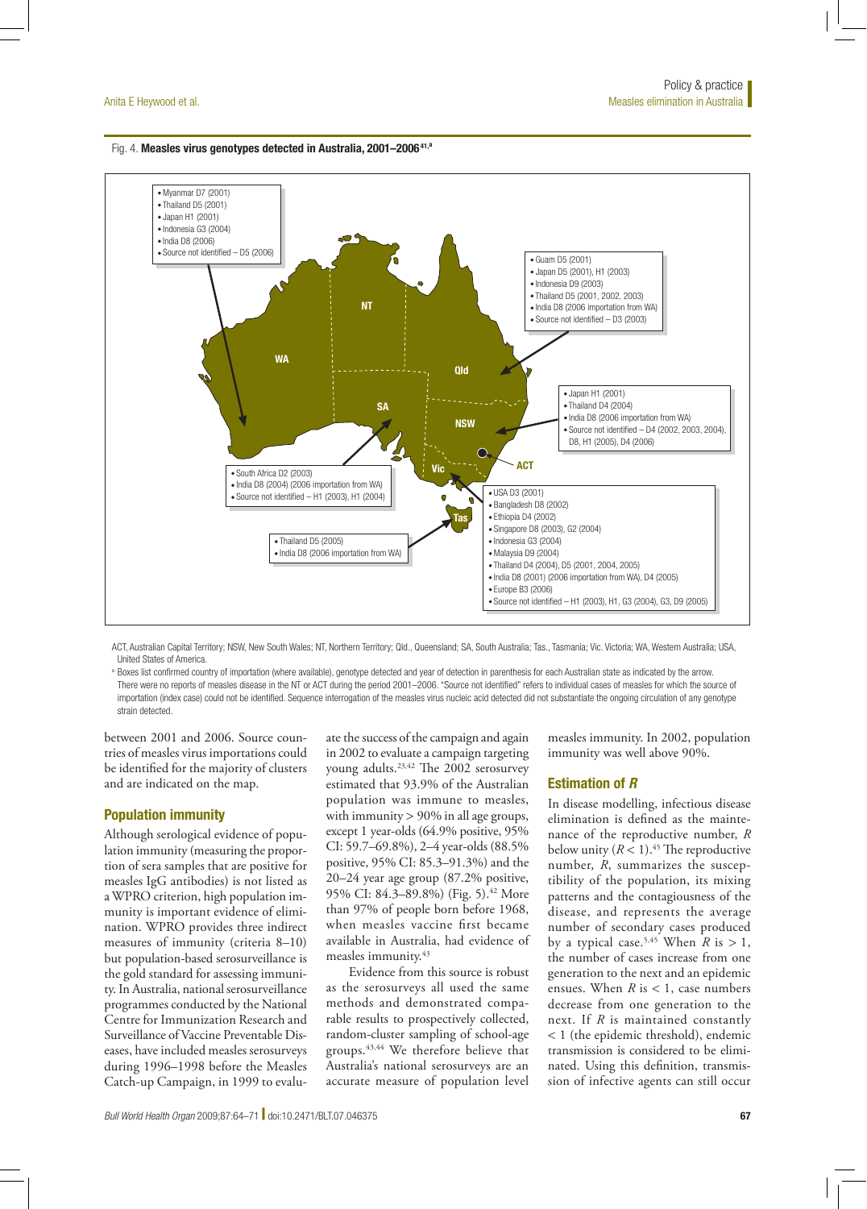Fig. 4. **Measles virus genotypes detected in Australia, 2001–2006**[41,a]

- Myanmar D7 (2001)
- Thailand D5 (2001)
- Japan H1 (2001)
- Indonesia G3 (2004)
- India D8 (2006)
- Source not identified – D5 (2006)

- Guam D5 (2001)
- Japan D5 (2001), H1 (2003)
- Indonesia D9 (2003)
- Thailand D5 (2001, 2002, 2003)
- India D8 (2006 importation from WA)
- Source not identified – D3 (2003)

- Japan H1 (2001)
- Thailand D4 (2004)
- India D8 (2006 importation from WA)
- Source not identified – D4 (2002, 2003, 2004), D8, H1 (2005), D4 (2006)

- South Africa D2 (2003)
- India D8 (2004) (2006 importation from WA)
- Source not identified – H1 (2003), H1 (2004)

- USA D3 (2001)
- Bangladesh D8 (2002)
- Ethiopia D4 (2002)
- Singapore D8 (2003), G2 (2004)
- Indonesia G3 (2004)
- Malaysia D9 (2004)
- Thailand D4 (2004), D5 (2001, 2004, 2005)
- India D8 (2001) (2006 importation from WA), D4 (2005)
- Europe B3 (2006)
- Source not identified – H1 (2003), H1, G3 (2004), G3, D9 (2005)

- Thailand D5 (2005)
- India D8 (2006 importation from WA)

ACT, Australian Capital Territory; NSW, New South Wales; NT, Northern Territory; Qld., Queensland; SA, South Australia; Tas., Tasmania; Vic. Victoria; WA, Western Australia; USA, United States of America.

[a] Boxes list confirmed country of importation (where available), genotype detected and year of detection in parenthesis for each Australian state as indicated by the arrow. There were no reports of measles disease in the NT or ACT during the period 2001–2006. "Source not identified" refers to individual cases of measles for which the source of importation (index case) could not be identified. Sequence interrogation of the measles virus nucleic acid detected did not substantiate the ongoing circulation of any genotype strain detected.

between 2001 and 2006. Source countries of measles virus importations could be identified for the majority of clusters and are indicated on the map.

## Population immunity

Although serological evidence of population immunity (measuring the proportion of sera samples that are positive for measles IgG antibodies) is not listed as a WPRO criterion, high population immunity is important evidence of elimination. WPRO provides three indirect measures of immunity (criteria 8–10) but population-based serosurveillance is the gold standard for assessing immunity. In Australia, national serosurveillance programmes conducted by the National Centre for Immunization Research and Surveillance of Vaccine Preventable Diseases, have included measles serosurveys during 1996–1998 before the Measles Catch-up Campaign, in 1999 to evaluate the success of the campaign and again in 2002 to evaluate a campaign targeting young adults.[23,42] The 2002 serosurvey estimated that 93.9% of the Australian population was immune to measles, with immunity > 90% in all age groups, except 1 year-olds (64.9% positive, 95% CI: 59.7–69.8%), 2–4 year-olds (88.5% positive, 95% CI: 85.3–91.3%) and the 20–24 year age group (87.2% positive, 95% CI: 84.3–89.8%) (Fig. 5).[42] More than 97% of people born before 1968, when measles vaccine first became available in Australia, had evidence of measles immunity.[43]

Evidence from this source is robust as the serosurveys all used the same methods and demonstrated comparable results to prospectively collected, random-cluster sampling of school-age groups.[43,44] We therefore believe that Australia's national serosurveys are an accurate measure of population level measles immunity. In 2002, population immunity was well above 90%.

## Estimation of *R*

In disease modelling, infectious disease elimination is defined as the maintenance of the reproductive number, $R$ below unity ($R < 1$).[45] The reproductive number, $R$, summarizes the susceptibility of the population, its mixing patterns and the contagiousness of the disease, and represents the average number of secondary cases produced by a typical case.[5,45] When $R$ is $> 1$, the number of cases increase from one generation to the next and an epidemic ensues. When $R$ is $< 1$, case numbers decrease from one generation to the next. If $R$ is maintained constantly $< 1$ (the epidemic threshold), endemic transmission is considered to be eliminated. Using this definition, transmission of infective agents can still occur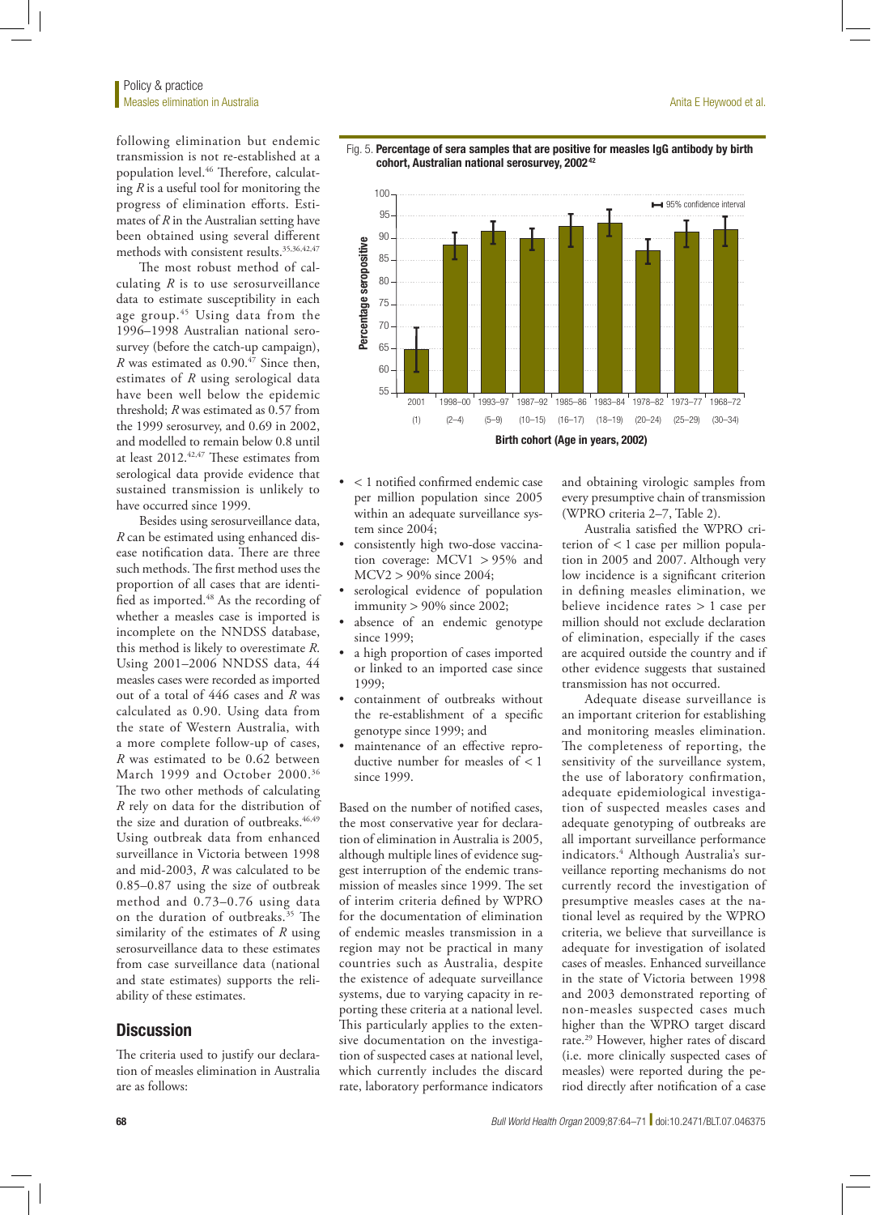following elimination but endemic transmission is not re-established at a population level.[46] Therefore, calculating $R$ is a useful tool for monitoring the progress of elimination efforts. Estimates of $R$ in the Australian setting have been obtained using several different methods with consistent results.[35,36,42,47]

The most robust method of calculating $R$ is to use serosurveillance data to estimate susceptibility in each age group.[45] Using data from the 1996–1998 Australian national serosurvey (before the catch-up campaign), $R$ was estimated as 0.90.[47] Since then, estimates of $R$ using serological data have been well below the epidemic threshold; $R$ was estimated as 0.57 from the 1999 serosurvey, and 0.69 in 2002, and modelled to remain below 0.8 until at least 2012.[42,47] These estimates from serological data provide evidence that sustained transmission is unlikely to have occurred since 1999.

Besides using serosurveillance data, $R$ can be estimated using enhanced disease notification data. There are three such methods. The first method uses the proportion of all cases that are identified as imported.[48] As the recording of whether a measles case is imported is incomplete on the NNDSS database, this method is likely to overestimate $R$. Using 2001–2006 NNDSS data, 44 measles cases were recorded as imported out of a total of 446 cases and $R$ was calculated as 0.90. Using data from the state of Western Australia, with a more complete follow-up of cases, $R$ was estimated to be 0.62 between March 1999 and October 2000.[36] The two other methods of calculating $R$ rely on data for the distribution of the size and duration of outbreaks.[46,49] Using outbreak data from enhanced surveillance in Victoria between 1998 and mid-2003, $R$ was calculated to be 0.85–0.87 using the size of outbreak method and 0.73–0.76 using data on the duration of outbreaks.[35] The similarity of the estimates of $R$ using serosurveillance data to these estimates from case surveillance data (national and state estimates) supports the reliability of these estimates.

Fig. 5. **Percentage of sera samples that are positive for measles IgG antibody by birth cohort, Australian national serosurvey, 2002**[42]

| Birth cohort (Age in years, 2002) | Percentage seropositive (approx.) |
|---|---|
| 2001 (1) | 65 |
| 1998–00 (2–4) | 88 |
| 1993–97 (5–9) | 92 |
| 1987–92 (10–15) | 90 |
| 1985–86 (16–17) | 93 |
| 1983–84 (18–19) | 94 |
| 1978–82 (20–24) | 88 |
| 1973–77 (25–29) | 91 |
| 1968–72 (30–34) | 92 |

## Discussion

The criteria used to justify our declaration of measles elimination in Australia are as follows:

- < 1 notified confirmed endemic case per million population since 2005 within an adequate surveillance system since 2004;
- consistently high two-dose vaccination coverage: MCV1 > 95% and MCV2 > 90% since 2004;
- serological evidence of population immunity > 90% since 2002;
- absence of an endemic genotype since 1999;
- a high proportion of cases imported or linked to an imported case since 1999;
- containment of outbreaks without the re-establishment of a specific genotype since 1999; and
- maintenance of an effective reproductive number for measles of < 1 since 1999.

Based on the number of notified cases, the most conservative year for declaration of elimination in Australia is 2005, although multiple lines of evidence suggest interruption of the endemic transmission of measles since 1999. The set of interim criteria defined by WPRO for the documentation of elimination of endemic measles transmission in a region may not be practical in many countries such as Australia, despite the existence of adequate surveillance systems, due to varying capacity in reporting these criteria at a national level. This particularly applies to the extensive documentation on the investigation of suspected cases at national level, which currently includes the discard rate, laboratory performance indicators and obtaining virologic samples from every presumptive chain of transmission (WPRO criteria 2–7, Table 2).

Australia satisfied the WPRO criterion of < 1 case per million population in 2005 and 2007. Although very low incidence is a significant criterion in defining measles elimination, we believe incidence rates > 1 case per million should not exclude declaration of elimination, especially if the cases are acquired outside the country and if other evidence suggests that sustained transmission has not occurred.

Adequate disease surveillance is an important criterion for establishing and monitoring measles elimination. The completeness of reporting, the sensitivity of the surveillance system, the use of laboratory confirmation, adequate epidemiological investigation of suspected measles cases and adequate genotyping of outbreaks are all important surveillance performance indicators.[4] Although Australia's surveillance reporting mechanisms do not currently record the investigation of presumptive measles cases at the national level as required by the WPRO criteria, we believe that surveillance is adequate for investigation of isolated cases of measles. Enhanced surveillance in the state of Victoria between 1998 and 2003 demonstrated reporting of non-measles suspected cases much higher than the WPRO target discard rate.[29] However, higher rates of discard (i.e. more clinically suspected cases of measles) were reported during the period directly after notification of a case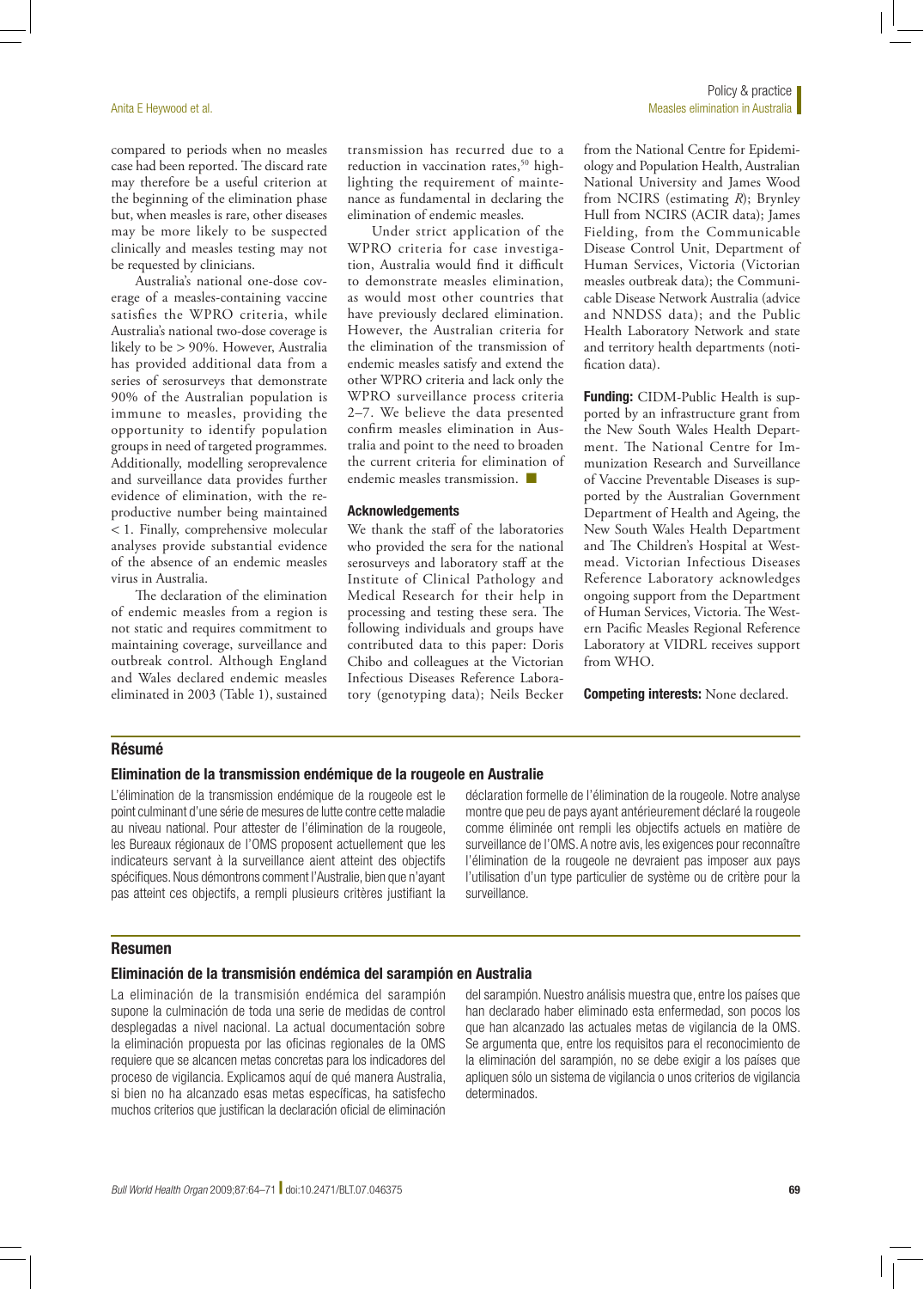compared to periods when no measles case had been reported. The discard rate may therefore be a useful criterion at the beginning of the elimination phase but, when measles is rare, other diseases may be more likely to be suspected clinically and measles testing may not be requested by clinicians.

Australia's national one-dose coverage of a measles-containing vaccine satisfies the WPRO criteria, while Australia's national two-dose coverage is likely to be > 90%. However, Australia has provided additional data from a series of serosurveys that demonstrate 90% of the Australian population is immune to measles, providing the opportunity to identify population groups in need of targeted programmes. Additionally, modelling seroprevalence and surveillance data provides further evidence of elimination, with the reproductive number being maintained < 1. Finally, comprehensive molecular analyses provide substantial evidence of the absence of an endemic measles virus in Australia.

The declaration of the elimination of endemic measles from a region is not static and requires commitment to maintaining coverage, surveillance and outbreak control. Although England and Wales declared endemic measles eliminated in 2003 (Table 1), sustained transmission has recurred due to a reduction in vaccination rates,[50] highlighting the requirement of maintenance as fundamental in declaring the elimination of endemic measles.

Under strict application of the WPRO criteria for case investigation, Australia would find it difficult to demonstrate measles elimination, as would most other countries that have previously declared elimination. However, the Australian criteria for the elimination of the transmission of endemic measles satisfy and extend the other WPRO criteria and lack only the WPRO surveillance process criteria 2–7. We believe the data presented confirm measles elimination in Australia and point to the need to broaden the current criteria for elimination of endemic measles transmission. ■

### Acknowledgements

We thank the staff of the laboratories who provided the sera for the national serosurveys and laboratory staff at the Institute of Clinical Pathology and Medical Research for their help in processing and testing these sera. The following individuals and groups have contributed data to this paper: Doris Chibo and colleagues at the Victorian Infectious Diseases Reference Laboratory (genotyping data); Neils Becker from the National Centre for Epidemiology and Population Health, Australian National University and James Wood from NCIRS (estimating *R*); Brynley Hull from NCIRS (ACIR data); James Fielding, from the Communicable Disease Control Unit, Department of Human Services, Victoria (Victorian measles outbreak data); the Communicable Disease Network Australia (advice and NNDSS data); and the Public Health Laboratory Network and state and territory health departments (notification data).

**Funding:** CIDM-Public Health is supported by an infrastructure grant from the New South Wales Health Department. The National Centre for Immunization Research and Surveillance of Vaccine Preventable Diseases is supported by the Australian Government Department of Health and Ageing, the New South Wales Health Department and The Children's Hospital at Westmead. Victorian Infectious Diseases Reference Laboratory acknowledges ongoing support from the Department of Human Services, Victoria. The Western Pacific Measles Regional Reference Laboratory at VIDRL receives support from WHO.

**Competing interests:** None declared.

## Résumé

### Elimination de la transmission endémique de la rougeole en Australie

L'élimination de la transmission endémique de la rougeole est le point culminant d'une série de mesures de lutte contre cette maladie au niveau national. Pour attester de l'élimination de la rougeole, les Bureaux régionaux de l'OMS proposent actuellement que les indicateurs servant à la surveillance aient atteint des objectifs spécifiques. Nous démontrons comment l'Australie, bien que n'ayant pas atteint ces objectifs, a rempli plusieurs critères justifiant la déclaration formelle de l'élimination de la rougeole. Notre analyse montre que peu de pays ayant antérieurement déclaré la rougeole comme éliminée ont rempli les objectifs actuels en matière de surveillance de l'OMS. A notre avis, les exigences pour reconnaître l'élimination de la rougeole ne devraient pas imposer aux pays l'utilisation d'un type particulier de système ou de critère pour la surveillance.

## Resumen

### Eliminación de la transmisión endémica del sarampión en Australia

La eliminación de la transmisión endémica del sarampión supone la culminación de toda una serie de medidas de control desplegadas a nivel nacional. La actual documentación sobre la eliminación propuesta por las oficinas regionales de la OMS requiere que se alcancen metas concretas para los indicadores del proceso de vigilancia. Explicamos aquí de qué manera Australia, si bien no ha alcanzado esas metas específicas, ha satisfecho muchos criterios que justifican la declaración oficial de eliminación del sarampión. Nuestro análisis muestra que, entre los países que han declarado haber eliminado esta enfermedad, son pocos los que han alcanzado las actuales metas de vigilancia de la OMS. Se argumenta que, entre los requisitos para el reconocimiento de la eliminación del sarampión, no se debe exigir a los países que apliquen sólo un sistema de vigilancia o unos criterios de vigilancia determinados.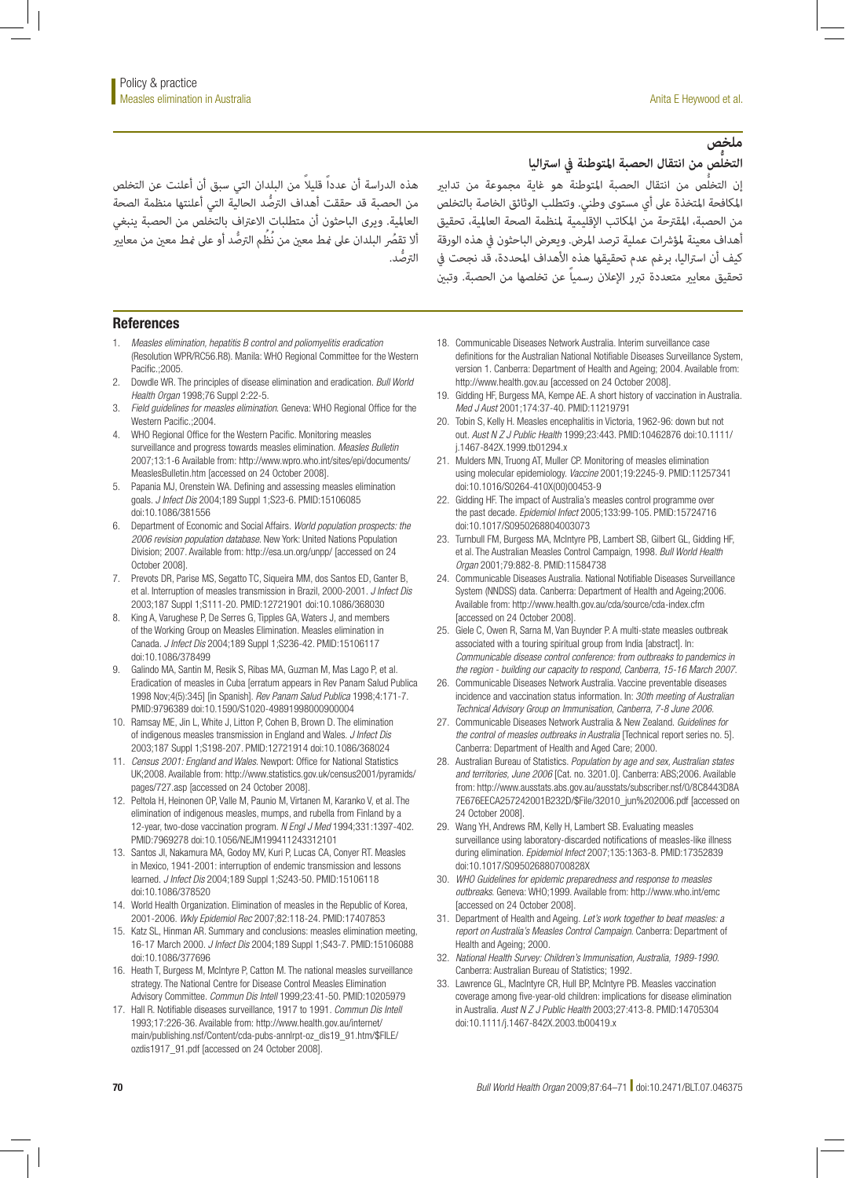## ملخص

### التخلُّص من انتقال الحصبة المتوطنة في استراليا

إن التخلُّص من انتقال الحصبة المتوطنة هو غاية مجموعة من تدابير المكافحة المتخذة على أي مستوى وطني. وتتطلب الوثائق الخاصة بالتخلص من الحصبة، المقترحة من المكاتب الإقليمية لمنظمة الصحة العالمية، تحقيق أهداف معينة لمؤشرات عملية ترصد المرض. ويعرض الباحثون في هذه الورقة كيف أن استراليا، برغم عدم تحقيقها هذه الأهداف المحددة، قد نجحت في تحقيق معايير متعددة تبرر الإعلان رسمياً عن تخلصها من الحصبة. وتبين هذه الدراسة أن عدداً قليلاً من البلدان التي سبق أن أعلنت عن التخلص من الحصبة قد حققت أهداف الترصُّد الحالية التي أعلنتها منظمة الصحة العالمية. ويرى الباحثون أن متطلبات الاعتراف بالتخلص من الحصبة ينبغي ألا تقصُر البلدان على نمط معين من نُظُم الترصُّد أو على نمط معين من معايير الترصُّد.

## References

1. *Measles elimination, hepatitis B control and poliomyelitis eradication* (Resolution WPR/RC56.R8). Manila: WHO Regional Committee for the Western Pacific.;2005.
2. Dowdle WR. The principles of disease elimination and eradication. *Bull World Health Organ* 1998;76 Suppl 2:22-5.
3. *Field guidelines for measles elimination*. Geneva: WHO Regional Office for the Western Pacific.;2004.
4. WHO Regional Office for the Western Pacific. Monitoring measles surveillance and progress towards measles elimination. *Measles Bulletin* 2007;13:1-6 Available from: http://www.wpro.who.int/sites/epi/documents/MeaslesBulletin.htm [accessed on 24 October 2008].
5. Papania MJ, Orenstein WA. Defining and assessing measles elimination goals. *J Infect Dis* 2004;189 Suppl 1;S23-6. PMID:15106085 doi:10.1086/381556
6. Department of Economic and Social Affairs. *World population prospects: the 2006 revision population database*. New York: United Nations Population Division; 2007. Available from: http://esa.un.org/unpp/ [accessed on 24 October 2008].
7. Prevots DR, Parise MS, Segatto TC, Siqueira MM, dos Santos ED, Ganter B, et al. Interruption of measles transmission in Brazil, 2000-2001. *J Infect Dis* 2003;187 Suppl 1;S111-20. PMID:12721901 doi:10.1086/368030
8. King A, Varughese P, De Serres G, Tipples GA, Waters J, and members of the Working Group on Measles Elimination. Measles elimination in Canada. *J Infect Dis* 2004;189 Suppl 1;S236-42. PMID:15106117 doi:10.1086/378499
9. Galindo MA, Santin M, Resik S, Ribas MA, Guzman M, Mas Lago P, et al. Eradication of measles in Cuba [erratum appears in Rev Panam Salud Publica 1998 Nov;4(5):345] [in Spanish]. *Rev Panam Salud Publica* 1998;4:171-7. PMID:9796389 doi:10.1590/S1020-49891998000900004
10. Ramsay ME, Jin L, White J, Litton P, Cohen B, Brown D. The elimination of indigenous measles transmission in England and Wales. *J Infect Dis* 2003;187 Suppl 1;S198-207. PMID:12721914 doi:10.1086/368024
11. *Census 2001: England and Wales*. Newport: Office for National Statistics UK;2008. Available from: http://www.statistics.gov.uk/census2001/pyramids/pages/727.asp [accessed on 24 October 2008].
12. Peltola H, Heinonen OP, Valle M, Paunio M, Virtanen M, Karanko V, et al. The elimination of indigenous measles, mumps, and rubella from Finland by a 12-year, two-dose vaccination program. *N Engl J Med* 1994;331:1397-402. PMID:7969278 doi:10.1056/NEJM199411243312101
13. Santos JI, Nakamura MA, Godoy MV, Kuri P, Lucas CA, Conyer RT. Measles in Mexico, 1941-2001: interruption of endemic transmission and lessons learned. *J Infect Dis* 2004;189 Suppl 1;S243-50. PMID:15106118 doi:10.1086/378520
14. World Health Organization. Elimination of measles in the Republic of Korea, 2001-2006. *Wkly Epidemiol Rec* 2007;82:118-24. PMID:17407853
15. Katz SL, Hinman AR. Summary and conclusions: measles elimination meeting, 16-17 March 2000. *J Infect Dis* 2004;189 Suppl 1;S43-7. PMID:15106088 doi:10.1086/377696
16. Heath T, Burgess M, McIntyre P, Catton M. The national measles surveillance strategy. The National Centre for Disease Control Measles Elimination Advisory Committee. *Commun Dis Intell* 1999;23:41-50. PMID:10205979
17. Hall R. Notifiable diseases surveillance, 1917 to 1991. *Commun Dis Intell* 1993;17:226-36. Available from: http://www.health.gov.au/internet/main/publishing.nsf/Content/cda-pubs-annlrpt-oz_dis19_91.htm/$FILE/ozdis1917_91.pdf [accessed on 24 October 2008].
18. Communicable Diseases Network Australia. Interim surveillance case definitions for the Australian National Notifiable Diseases Surveillance System, version 1. Canberra: Department of Health and Ageing; 2004. Available from: http://www.health.gov.au [accessed on 24 October 2008].
19. Gidding HF, Burgess MA, Kempe AE. A short history of vaccination in Australia. *Med J Aust* 2001;174:37-40. PMID:11219791
20. Tobin S, Kelly H. Measles encephalitis in Victoria, 1962-96: down but not out. *Aust N Z J Public Health* 1999;23:443. PMID:10462876 doi:10.1111/j.1467-842X.1999.tb01294.x
21. Mulders MN, Truong AT, Muller CP. Monitoring of measles elimination using molecular epidemiology. *Vaccine* 2001;19:2245-9. PMID:11257341 doi:10.1016/S0264-410X(00)00453-9
22. Gidding HF. The impact of Australia's measles control programme over the past decade. *Epidemiol Infect* 2005;133:99-105. PMID:15724716 doi:10.1017/S0950268804003073
23. Turnbull FM, Burgess MA, McIntyre PB, Lambert SB, Gilbert GL, Gidding HF, et al. The Australian Measles Control Campaign, 1998. *Bull World Health Organ* 2001;79:882-8. PMID:11584738
24. Communicable Diseases Australia. National Notifiable Diseases Surveillance System (NNDSS) data. Canberra: Department of Health and Ageing;2006. Available from: http://www.health.gov.au/cda/source/cda-index.cfm [accessed on 24 October 2008].
25. Giele C, Owen R, Sarna M, Van Buynder P. A multi-state measles outbreak associated with a touring spiritual group from India [abstract]. In: *Communicable disease control conference: from outbreaks to pandemics in the region - building our capacity to respond, Canberra, 15-16 March 2007*.
26. Communicable Diseases Network Australia. Vaccine preventable diseases incidence and vaccination status information. In: *30th meeting of Australian Technical Advisory Group on Immunisation, Canberra, 7-8 June 2006*.
27. Communicable Diseases Network Australia & New Zealand. *Guidelines for the control of measles outbreaks in Australia* [Technical report series no. 5]. Canberra: Department of Health and Aged Care; 2000.
28. Australian Bureau of Statistics. *Population by age and sex, Australian states and territories, June 2006* [Cat. no. 3201.0]. Canberra: ABS;2006. Available from: http://www.ausstats.abs.gov.au/ausstats/subscriber.nsf/0/8C8443D8A7E676EECA257242001B232D/$File/32010_jun%202006.pdf [accessed on 24 October 2008].
29. Wang YH, Andrews RM, Kelly H, Lambert SB. Evaluating measles surveillance using laboratory-discarded notifications of measles-like illness during elimination. *Epidemiol Infect* 2007;135:1363-8. PMID:17352839 doi:10.1017/S095026880700828X
30. *WHO Guidelines for epidemic preparedness and response to measles outbreaks*. Geneva: WHO;1999. Available from: http://www.who.int/emc [accessed on 24 October 2008].
31. Department of Health and Ageing. *Let's work together to beat measles: a report on Australia's Measles Control Campaign*. Canberra: Department of Health and Ageing; 2000.
32. *National Health Survey: Children's Immunisation, Australia, 1989-1990*. Canberra: Australian Bureau of Statistics; 1992.
33. Lawrence GL, MacIntyre CR, Hull BP, McIntyre PB. Measles vaccination coverage among five-year-old children: implications for disease elimination in Australia. *Aust N Z J Public Health* 2003;27:413-8. PMID:14705304 doi:10.1111/j.1467-842X.2003.tb00419.x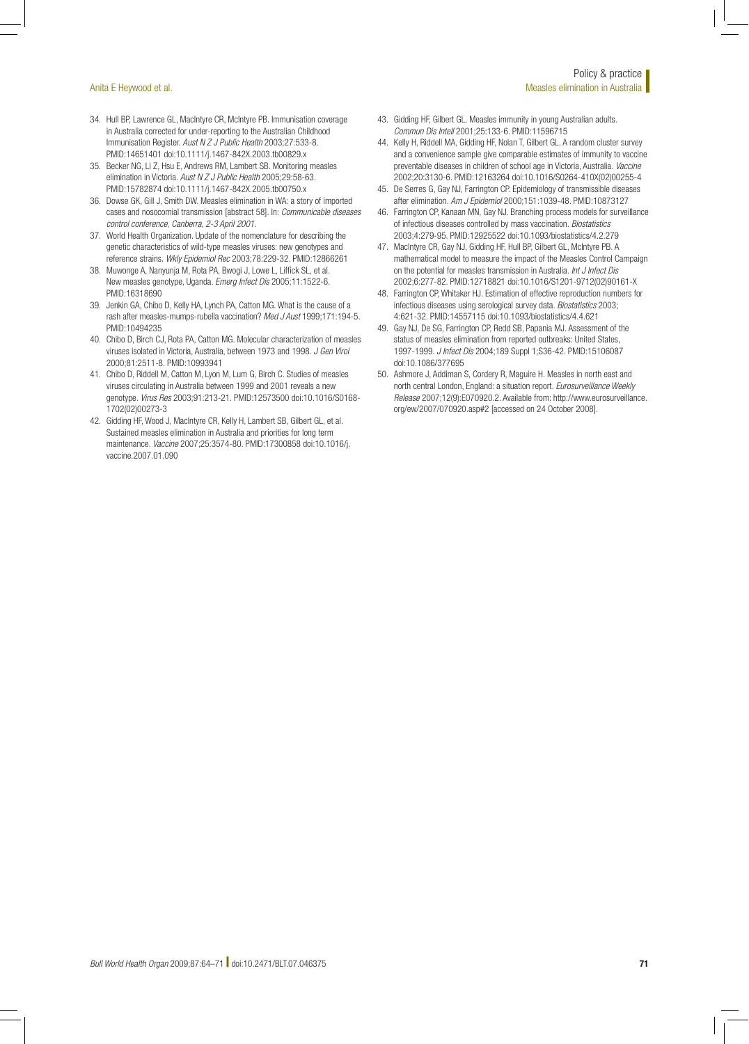34. Hull BP, Lawrence GL, MacIntyre CR, McIntyre PB. Immunisation coverage in Australia corrected for under-reporting to the Australian Childhood Immunisation Register. *Aust N Z J Public Health* 2003;27:533-8. PMID:14651401 doi:10.1111/j.1467-842X.2003.tb00829.x
35. Becker NG, Li Z, Hsu E, Andrews RM, Lambert SB. Monitoring measles elimination in Victoria. *Aust N Z J Public Health* 2005;29:58-63. PMID:15782874 doi:10.1111/j.1467-842X.2005.tb00750.x
36. Dowse GK, Gill J, Smith DW. Measles elimination in WA: a story of imported cases and nosocomial transmission [abstract 58]. In: *Communicable diseases control conference, Canberra, 2-3 April 2001*.
37. World Health Organization. Update of the nomenclature for describing the genetic characteristics of wild-type measles viruses: new genotypes and reference strains. *Wkly Epidemiol Rec* 2003;78:229-32. PMID:12866261
38. Muwonge A, Nanyunja M, Rota PA, Bwogi J, Lowe L, Liffick SL, et al. New measles genotype, Uganda. *Emerg Infect Dis* 2005;11:1522-6. PMID:16318690
39. Jenkin GA, Chibo D, Kelly HA, Lynch PA, Catton MG. What is the cause of a rash after measles-mumps-rubella vaccination? *Med J Aust* 1999;171:194-5. PMID:10494235
40. Chibo D, Birch CJ, Rota PA, Catton MG. Molecular characterization of measles viruses isolated in Victoria, Australia, between 1973 and 1998. *J Gen Virol* 2000;81:2511-8. PMID:10993941
41. Chibo D, Riddell M, Catton M, Lyon M, Lum G, Birch C. Studies of measles viruses circulating in Australia between 1999 and 2001 reveals a new genotype. *Virus Res* 2003;91:213-21. PMID:12573500 doi:10.1016/S0168-1702(02)00273-3
42. Gidding HF, Wood J, MacIntyre CR, Kelly H, Lambert SB, Gilbert GL, et al. Sustained measles elimination in Australia and priorities for long term maintenance. *Vaccine* 2007;25:3574-80. PMID:17300858 doi:10.1016/j.vaccine.2007.01.090
43. Gidding HF, Gilbert GL. Measles immunity in young Australian adults. *Commun Dis Intell* 2001;25:133-6. PMID:11596715
44. Kelly H, Riddell MA, Gidding HF, Nolan T, Gilbert GL. A random cluster survey and a convenience sample give comparable estimates of immunity to vaccine preventable diseases in children of school age in Victoria, Australia. *Vaccine* 2002;20:3130-6. PMID:12163264 doi:10.1016/S0264-410X(02)00255-4
45. De Serres G, Gay NJ, Farrington CP. Epidemiology of transmissible diseases after elimination. *Am J Epidemiol* 2000;151:1039-48. PMID:10873127
46. Farrington CP, Kanaan MN, Gay NJ. Branching process models for surveillance of infectious diseases controlled by mass vaccination. *Biostatistics* 2003;4:279-95. PMID:12925522 doi:10.1093/biostatistics/4.2.279
47. MacIntyre CR, Gay NJ, Gidding HF, Hull BP, Gilbert GL, McIntyre PB. A mathematical model to measure the impact of the Measles Control Campaign on the potential for measles transmission in Australia. *Int J Infect Dis* 2002;6:277-82. PMID:12718821 doi:10.1016/S1201-9712(02)90161-X
48. Farrington CP, Whitaker HJ. Estimation of effective reproduction numbers for infectious diseases using serological survey data. *Biostatistics* 2003; 4:621-32. PMID:14557115 doi:10.1093/biostatistics/4.4.621
49. Gay NJ, De SG, Farrington CP, Redd SB, Papania MJ. Assessment of the status of measles elimination from reported outbreaks: United States, 1997-1999. *J Infect Dis* 2004;189 Suppl 1;S36-42. PMID:15106087 doi:10.1086/377695
50. Ashmore J, Addiman S, Cordery R, Maguire H. Measles in north east and north central London, England: a situation report. *Eurosurveillance Weekly Release* 2007;12(9):E070920.2. Available from: http://www.eurosurveillance.org/ew/2007/070920.asp#2 [accessed on 24 October 2008].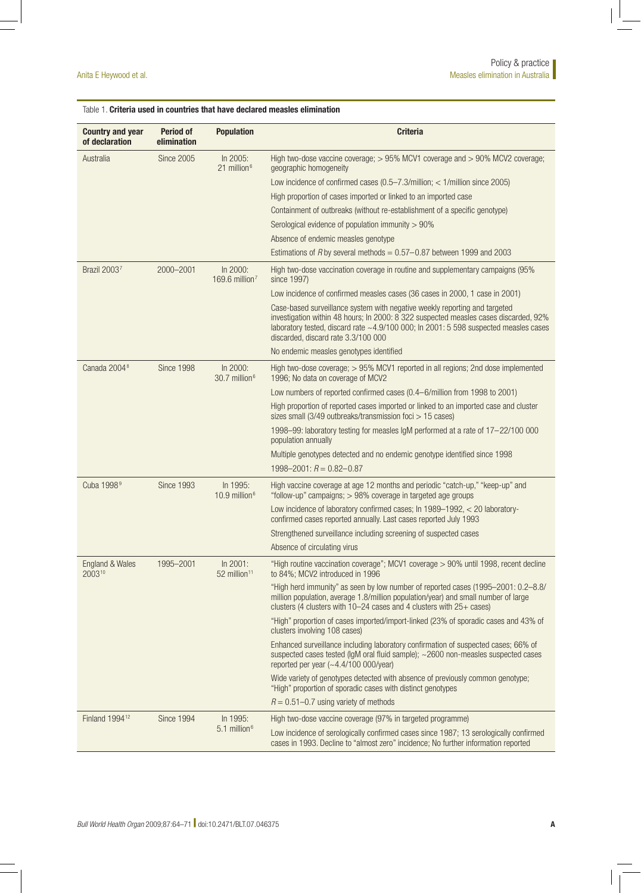Table 1. **Criteria used in countries that have declared measles elimination**

| Country and year of declaration | Period of elimination | Population | Criteria |
|---|---|---|---|
| Australia | Since 2005 | In 2005: 21 million[6] | High two-dose vaccine coverage; > 95% MCV1 coverage and > 90% MCV2 coverage; geographic homogeneity |
| | | | Low incidence of confirmed cases (0.5–7.3/million; < 1/million since 2005) |
| | | | High proportion of cases imported or linked to an imported case |
| | | | Containment of outbreaks (without re-establishment of a specific genotype) |
| | | | Serological evidence of population immunity > 90% |
| | | | Absence of endemic measles genotype |
| | | | Estimations of $R$ by several methods = 0.57–0.87 between 1999 and 2003 |
| Brazil 2003[7] | 2000–2001 | In 2000: 169.6 million[7] | High two-dose vaccination coverage in routine and supplementary campaigns (95% since 1997) |
| | | | Low incidence of confirmed measles cases (36 cases in 2000, 1 case in 2001) |
| | | | Case-based surveillance system with negative weekly reporting and targeted investigation within 48 hours; In 2000: 8 322 suspected measles cases discarded, 92% laboratory tested, discard rate ~4.9/100 000; In 2001: 5 598 suspected measles cases discarded, discard rate 3.3/100 000 |
| | | | No endemic measles genotypes identified |
| Canada 2004[8] | Since 1998 | In 2000: 30.7 million[6] | High two-dose coverage; > 95% MCV1 reported in all regions; 2nd dose implemented 1996; No data on coverage of MCV2 |
| | | | Low numbers of reported confirmed cases (0.4–6/million from 1998 to 2001) |
| | | | High proportion of reported cases imported or linked to an imported case and cluster sizes small (3/49 outbreaks/transmission foci > 15 cases) |
| | | | 1998–99: laboratory testing for measles IgM performed at a rate of 17–22/100 000 population annually |
| | | | Multiple genotypes detected and no endemic genotype identified since 1998 |
| | | | 1998–2001: $R$ = 0.82–0.87 |
| Cuba 1998[9] | Since 1993 | In 1995: 10.9 million[6] | High vaccine coverage at age 12 months and periodic "catch-up," "keep-up" and "follow-up" campaigns; > 98% coverage in targeted age groups |
| | | | Low incidence of laboratory confirmed cases; In 1989–1992, < 20 laboratory-confirmed cases reported annually. Last cases reported July 1993 |
| | | | Strengthened surveillance including screening of suspected cases |
| | | | Absence of circulating virus |
| England & Wales 2003[10] | 1995–2001 | In 2001: 52 million[11] | "High routine vaccination coverage"; MCV1 coverage > 90% until 1998, recent decline to 84%; MCV2 introduced in 1996 |
| | | | "High herd immunity" as seen by low number of reported cases (1995–2001: 0.2–8.8/million population, average 1.8/million population/year) and small number of large clusters (4 clusters with 10–24 cases and 4 clusters with 25+ cases) |
| | | | "High" proportion of cases imported/import-linked (23% of sporadic cases and 43% of clusters involving 108 cases) |
| | | | Enhanced surveillance including laboratory confirmation of suspected cases; 66% of suspected cases tested (IgM oral fluid sample); ~2600 non-measles suspected cases reported per year (~4.4/100 000/year) |
| | | | Wide variety of genotypes detected with absence of previously common genotype; "High" proportion of sporadic cases with distinct genotypes |
| | | | $R$ = 0.51–0.7 using variety of methods |
| Finland 1994[12] | Since 1994 | In 1995: 5.1 million[6] | High two-dose vaccine coverage (97% in targeted programme) |
| | | | Low incidence of serologically confirmed cases since 1987; 13 serologically confirmed cases in 1993. Decline to "almost zero" incidence; No further information reported |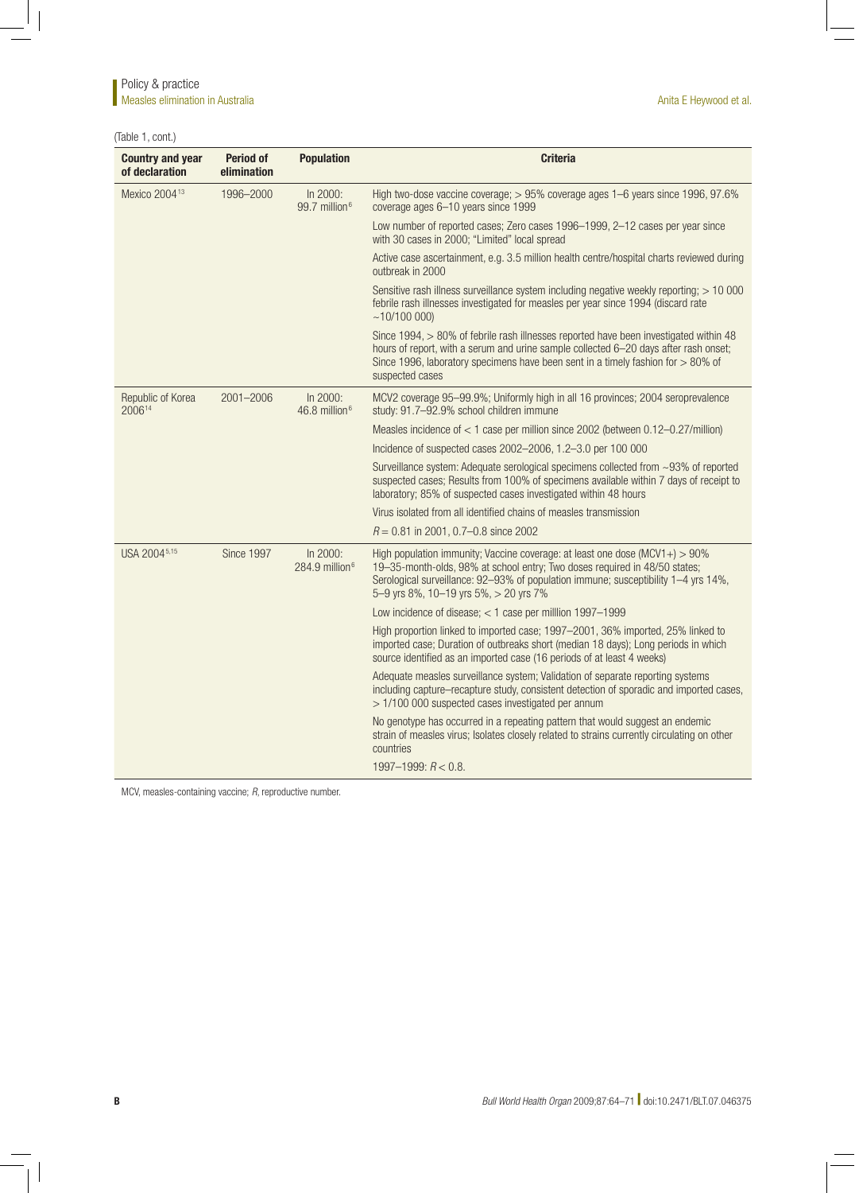(Table 1, cont.)

| Country and year of declaration | Period of elimination | Population | Criteria |
|---|---|---|---|
| Mexico 2004[13] | 1996–2000 | In 2000: 99.7 million[6] | High two-dose vaccine coverage; > 95% coverage ages 1–6 years since 1996, 97.6% coverage ages 6–10 years since 1999 |
| | | | Low number of reported cases; Zero cases 1996–1999, 2–12 cases per year since with 30 cases in 2000; "Limited" local spread |
| | | | Active case ascertainment, e.g. 3.5 million health centre/hospital charts reviewed during outbreak in 2000 |
| | | | Sensitive rash illness surveillance system including negative weekly reporting; > 10 000 febrile rash illnesses investigated for measles per year since 1994 (discard rate ~10/100 000) |
| | | | Since 1994, > 80% of febrile rash illnesses reported have been investigated within 48 hours of report, with a serum and urine sample collected 6–20 days after rash onset; Since 1996, laboratory specimens have been sent in a timely fashion for > 80% of suspected cases |
| Republic of Korea 2006[14] | 2001–2006 | In 2000: 46.8 million[6] | MCV2 coverage 95–99.9%; Uniformly high in all 16 provinces; 2004 seroprevalence study: 91.7–92.9% school children immune |
| | | | Measles incidence of < 1 case per million since 2002 (between 0.12–0.27/million) |
| | | | Incidence of suspected cases 2002–2006, 1.2–3.0 per 100 000 |
| | | | Surveillance system: Adequate serological specimens collected from ~93% of reported suspected cases; Results from 100% of specimens available within 7 days of receipt to laboratory; 85% of suspected cases investigated within 48 hours |
| | | | Virus isolated from all identified chains of measles transmission |
| | | | $R = 0.81$ in 2001, 0.7–0.8 since 2002 |
| USA 2004[5,15] | Since 1997 | In 2000: 284.9 million[6] | High population immunity; Vaccine coverage: at least one dose (MCV1+) > 90% 19–35-month-olds, 98% at school entry; Two doses required in 48/50 states; Serological surveillance: 92–93% of population immune; susceptibility 1–4 yrs 14%, 5–9 yrs 8%, 10–19 yrs 5%, > 20 yrs 7% |
| | | | Low incidence of disease; < 1 case per milllion 1997–1999 |
| | | | High proportion linked to imported case; 1997–2001, 36% imported, 25% linked to imported case; Duration of outbreaks short (median 18 days); Long periods in which source identified as an imported case (16 periods of at least 4 weeks) |
| | | | Adequate measles surveillance system; Validation of separate reporting systems including capture–recapture study, consistent detection of sporadic and imported cases, > 1/100 000 suspected cases investigated per annum |
| | | | No genotype has occurred in a repeating pattern that would suggest an endemic strain of measles virus; Isolates closely related to strains currently circulating on other countries |
| | | | 1997–1999: $R < 0.8$. |

MCV, measles-containing vaccine; *R*, reproductive number.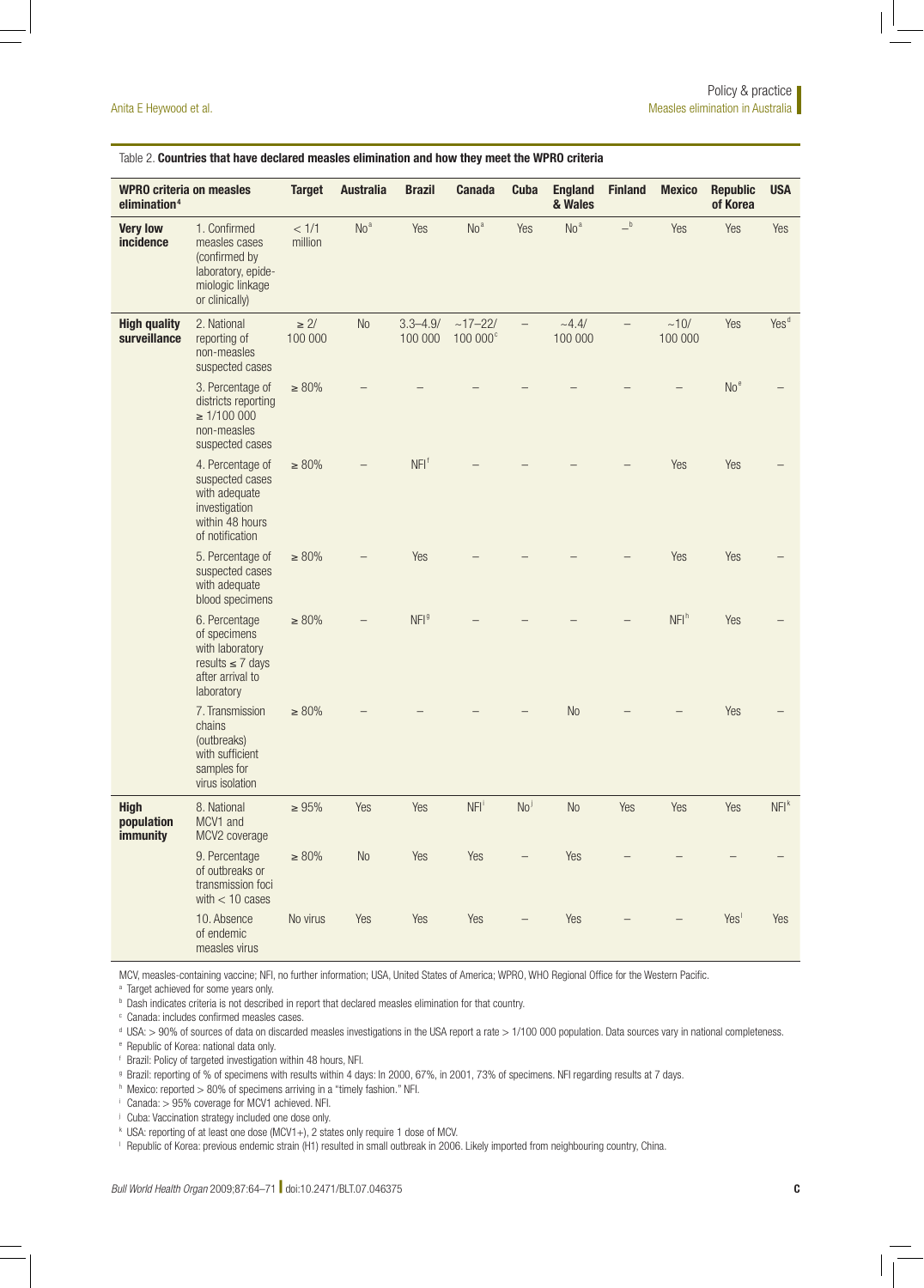Table 2. **Countries that have declared measles elimination and how they meet the WPRO criteria**

| WPRO criteria on measles elimination[4] | | Target | Australia | Brazil | Canada | Cuba | England & Wales | Finland | Mexico | Republic of Korea | USA |
|---|---|---|---|---|---|---|---|---|---|---|---|
| **Very low incidence** | 1. Confirmed measles cases (confirmed by laboratory, epidemiologic linkage or clinically) | < 1/1 million | No[a] | Yes | No[a] | Yes | No[a] | –[b] | Yes | Yes | Yes |
| **High quality surveillance** | 2. National reporting of non-measles suspected cases | ≥ 2/ 100 000 | No | 3.3–4.9/ 100 000 | ~17–22/ 100 000[c] | – | ~4.4/ 100 000 | – | ~10/ 100 000 | Yes | Yes[d] |
| | 3. Percentage of districts reporting ≥ 1/100 000 non-measles suspected cases | ≥ 80% | – | – | – | – | – | – | – | No[e] | – |
| | 4. Percentage of suspected cases with adequate investigation within 48 hours of notification | ≥ 80% | – | NFI[f] | – | – | – | – | Yes | Yes | – |
| | 5. Percentage of suspected cases with adequate blood specimens | ≥ 80% | – | Yes | – | – | – | – | Yes | Yes | – |
| | 6. Percentage of specimens with laboratory results ≤ 7 days after arrival to laboratory | ≥ 80% | – | NFI[g] | – | – | – | – | NFI[h] | Yes | – |
| | 7. Transmission chains (outbreaks) with sufficient samples for virus isolation | ≥ 80% | – | – | – | – | No | – | – | Yes | – |
| **High population immunity** | 8. National MCV1 and MCV2 coverage | ≥ 95% | Yes | Yes | NFI[i] | No[j] | No | Yes | Yes | Yes | NFI[k] |
| | 9. Percentage of outbreaks or transmission foci with < 10 cases | ≥ 80% | No | Yes | Yes | – | Yes | – | – | – | – |
| | 10. Absence of endemic measles virus | No virus | Yes | Yes | Yes | – | Yes | – | – | Yes[l] | Yes |

MCV, measles-containing vaccine; NFI, no further information; USA, United States of America; WPRO, WHO Regional Office for the Western Pacific.

[a] Target achieved for some years only.

[b] Dash indicates criteria is not described in report that declared measles elimination for that country.

[c] Canada: includes confirmed measles cases.

[d] USA: > 90% of sources of data on discarded measles investigations in the USA report a rate > 1/100 000 population. Data sources vary in national completeness.

[e] Republic of Korea: national data only.

[f] Brazil: Policy of targeted investigation within 48 hours, NFI.

[g] Brazil: reporting of % of specimens with results within 4 days: In 2000, 67%, in 2001, 73% of specimens. NFI regarding results at 7 days.

[h] Mexico: reported > 80% of specimens arriving in a "timely fashion." NFI.

[i] Canada: > 95% coverage for MCV1 achieved. NFI.

[j] Cuba: Vaccination strategy included one dose only.

[k] USA: reporting of at least one dose (MCV1+), 2 states only require 1 dose of MCV.

[l] Republic of Korea: previous endemic strain (H1) resulted in small outbreak in 2006. Likely imported from neighbouring country, China.